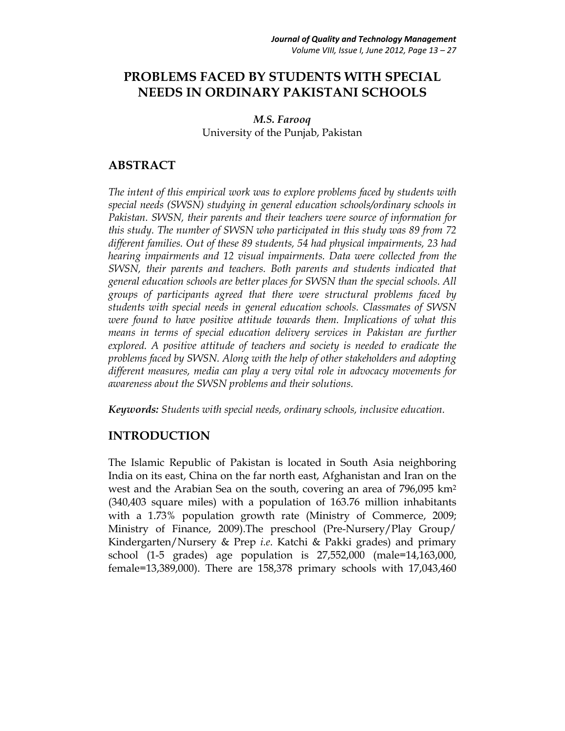# PROBLEMS FACED BY STUDENTS WITH SPECIAL NEEDS IN ORDINARY PAKISTANI SCHOOLS

*M.S. Farooq*
University of the Punjab, Pakistan

## ABSTRACT

*The intent of this empirical work was to explore problems faced by students with special needs (SWSN) studying in general education schools/ordinary schools in Pakistan. SWSN, their parents and their teachers were source of information for this study. The number of SWSN who participated in this study was 89 from 72 different families. Out of these 89 students, 54 had physical impairments, 23 had hearing impairments and 12 visual impairments. Data were collected from the SWSN, their parents and teachers. Both parents and students indicated that general education schools are better places for SWSN than the special schools. All groups of participants agreed that there were structural problems faced by students with special needs in general education schools. Classmates of SWSN were found to have positive attitude towards them. Implications of what this means in terms of special education delivery services in Pakistan are further explored. A positive attitude of teachers and society is needed to eradicate the problems faced by SWSN. Along with the help of other stakeholders and adopting different measures, media can play a very vital role in advocacy movements for awareness about the SWSN problems and their solutions.*

***Keywords:*** *Students with special needs, ordinary schools, inclusive education.*

## INTRODUCTION

The Islamic Republic of Pakistan is located in South Asia neighboring India on its east, China on the far north east, Afghanistan and Iran on the west and the Arabian Sea on the south, covering an area of 796,095 km$^2$ (340,403 square miles) with a population of 163.76 million inhabitants with a 1.73% population growth rate (Ministry of Commerce, 2009; Ministry of Finance, 2009).The preschool (Pre-Nursery/Play Group/ Kindergarten/Nursery & Prep *i.e*. Katchi & Pakki grades) and primary school (1-5 grades) age population is 27,552,000 (male=14,163,000, female=13,389,000). There are 158,378 primary schools with 17,043,460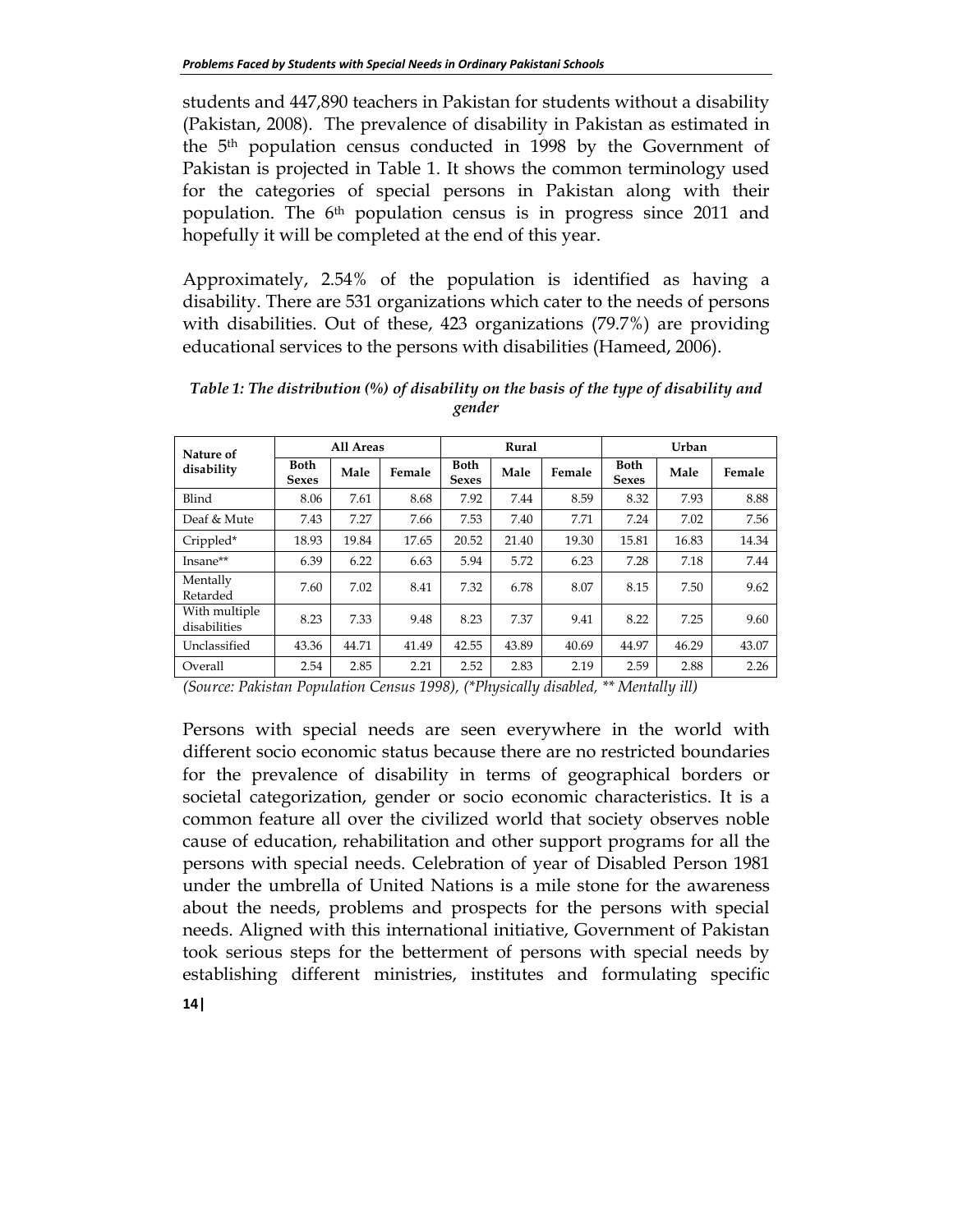students and 447,890 teachers in Pakistan for students without a disability (Pakistan, 2008). The prevalence of disability in Pakistan as estimated in the 5th population census conducted in 1998 by the Government of Pakistan is projected in Table 1. It shows the common terminology used for the categories of special persons in Pakistan along with their population. The 6th population census is in progress since 2011 and hopefully it will be completed at the end of this year.

Approximately, 2.54% of the population is identified as having a disability. There are 531 organizations which cater to the needs of persons with disabilities. Out of these, 423 organizations (79.7%) are providing educational services to the persons with disabilities (Hameed, 2006).

***Table 1: The distribution (%) of disability on the basis of the type of disability and gender***

| Nature of disability | All Areas | | | Rural | | | Urban | | |
|---|---|---|---|---|---|---|---|---|---|
| | Both Sexes | Male | Female | Both Sexes | Male | Female | Both Sexes | Male | Female |
| Blind | 8.06 | 7.61 | 8.68 | 7.92 | 7.44 | 8.59 | 8.32 | 7.93 | 8.88 |
| Deaf & Mute | 7.43 | 7.27 | 7.66 | 7.53 | 7.40 | 7.71 | 7.24 | 7.02 | 7.56 |
| Crippled* | 18.93 | 19.84 | 17.65 | 20.52 | 21.40 | 19.30 | 15.81 | 16.83 | 14.34 |
| Insane** | 6.39 | 6.22 | 6.63 | 5.94 | 5.72 | 6.23 | 7.28 | 7.18 | 7.44 |
| Mentally Retarded | 7.60 | 7.02 | 8.41 | 7.32 | 6.78 | 8.07 | 8.15 | 7.50 | 9.62 |
| With multiple disabilities | 8.23 | 7.33 | 9.48 | 8.23 | 7.37 | 9.41 | 8.22 | 7.25 | 9.60 |
| Unclassified | 43.36 | 44.71 | 41.49 | 42.55 | 43.89 | 40.69 | 44.97 | 46.29 | 43.07 |
| Overall | 2.54 | 2.85 | 2.21 | 2.52 | 2.83 | 2.19 | 2.59 | 2.88 | 2.26 |

*(Source: Pakistan Population Census 1998), (*Physically disabled, ** Mentally ill)*

Persons with special needs are seen everywhere in the world with different socio economic status because there are no restricted boundaries for the prevalence of disability in terms of geographical borders or societal categorization, gender or socio economic characteristics. It is a common feature all over the civilized world that society observes noble cause of education, rehabilitation and other support programs for all the persons with special needs. Celebration of year of Disabled Person 1981 under the umbrella of United Nations is a mile stone for the awareness about the needs, problems and prospects for the persons with special needs. Aligned with this international initiative, Government of Pakistan took serious steps for the betterment of persons with special needs by establishing different ministries, institutes and formulating specific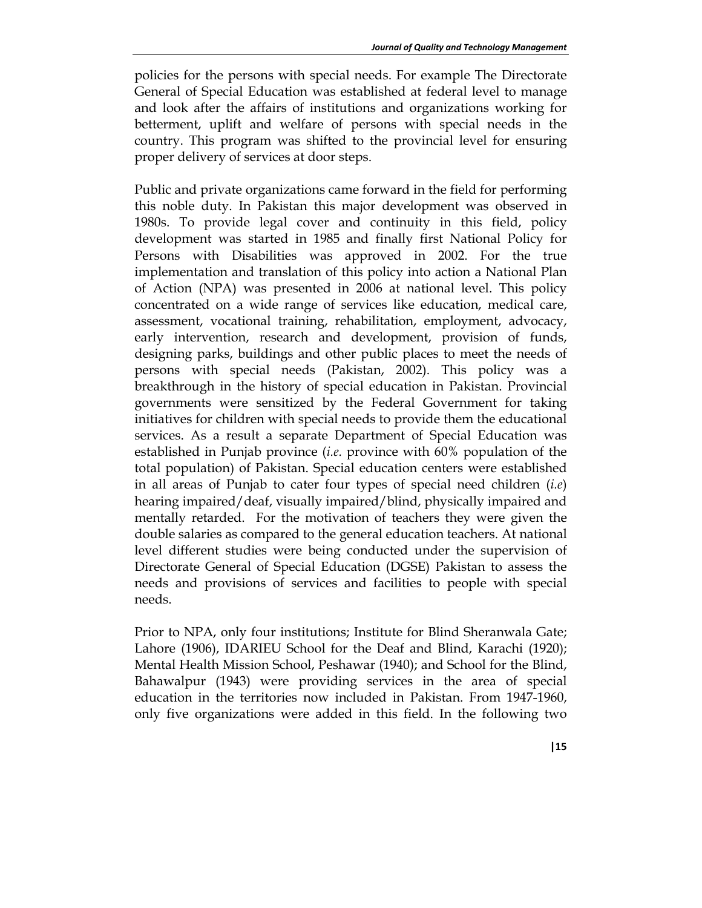policies for the persons with special needs. For example The Directorate General of Special Education was established at federal level to manage and look after the affairs of institutions and organizations working for betterment, uplift and welfare of persons with special needs in the country. This program was shifted to the provincial level for ensuring proper delivery of services at door steps.

Public and private organizations came forward in the field for performing this noble duty. In Pakistan this major development was observed in 1980s. To provide legal cover and continuity in this field, policy development was started in 1985 and finally first National Policy for Persons with Disabilities was approved in 2002. For the true implementation and translation of this policy into action a National Plan of Action (NPA) was presented in 2006 at national level. This policy concentrated on a wide range of services like education, medical care, assessment, vocational training, rehabilitation, employment, advocacy, early intervention, research and development, provision of funds, designing parks, buildings and other public places to meet the needs of persons with special needs (Pakistan, 2002). This policy was a breakthrough in the history of special education in Pakistan. Provincial governments were sensitized by the Federal Government for taking initiatives for children with special needs to provide them the educational services. As a result a separate Department of Special Education was established in Punjab province (*i.e.* province with 60% population of the total population) of Pakistan. Special education centers were established in all areas of Punjab to cater four types of special need children (*i.e*) hearing impaired/deaf, visually impaired/blind, physically impaired and mentally retarded. For the motivation of teachers they were given the double salaries as compared to the general education teachers. At national level different studies were being conducted under the supervision of Directorate General of Special Education (DGSE) Pakistan to assess the needs and provisions of services and facilities to people with special needs.

Prior to NPA, only four institutions; Institute for Blind Sheranwala Gate; Lahore (1906), IDARIEU School for the Deaf and Blind, Karachi (1920); Mental Health Mission School, Peshawar (1940); and School for the Blind, Bahawalpur (1943) were providing services in the area of special education in the territories now included in Pakistan. From 1947-1960, only five organizations were added in this field. In the following two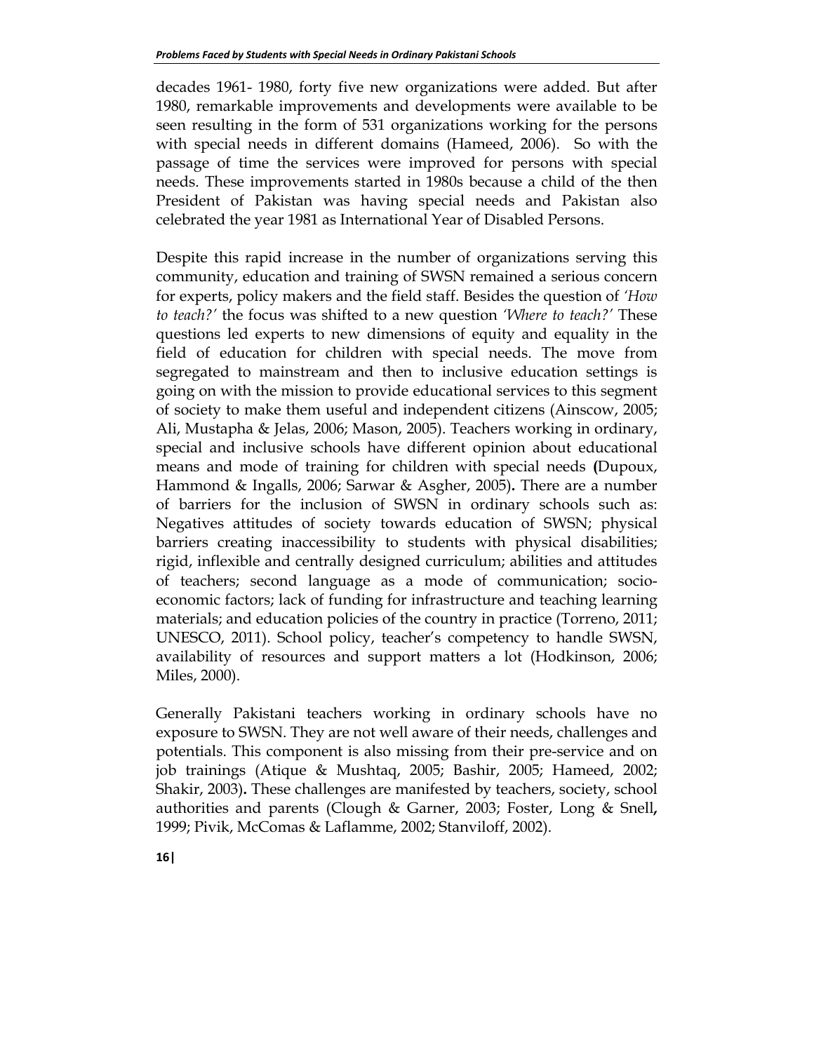decades 1961- 1980, forty five new organizations were added. But after 1980, remarkable improvements and developments were available to be seen resulting in the form of 531 organizations working for the persons with special needs in different domains (Hameed, 2006). So with the passage of time the services were improved for persons with special needs. These improvements started in 1980s because a child of the then President of Pakistan was having special needs and Pakistan also celebrated the year 1981 as International Year of Disabled Persons.

Despite this rapid increase in the number of organizations serving this community, education and training of SWSN remained a serious concern for experts, policy makers and the field staff. Besides the question of *'How to teach?'* the focus was shifted to a new question *'Where to teach?'* These questions led experts to new dimensions of equity and equality in the field of education for children with special needs. The move from segregated to mainstream and then to inclusive education settings is going on with the mission to provide educational services to this segment of society to make them useful and independent citizens (Ainscow, 2005; Ali, Mustapha & Jelas, 2006; Mason, 2005). Teachers working in ordinary, special and inclusive schools have different opinion about educational means and mode of training for children with special needs **(**Dupoux, Hammond & Ingalls, 2006; Sarwar & Asgher, 2005)**.** There are a number of barriers for the inclusion of SWSN in ordinary schools such as: Negatives attitudes of society towards education of SWSN; physical barriers creating inaccessibility to students with physical disabilities; rigid, inflexible and centrally designed curriculum; abilities and attitudes of teachers; second language as a mode of communication; socio-economic factors; lack of funding for infrastructure and teaching learning materials; and education policies of the country in practice (Torreno, 2011; UNESCO, 2011). School policy, teacher's competency to handle SWSN, availability of resources and support matters a lot (Hodkinson, 2006; Miles, 2000).

Generally Pakistani teachers working in ordinary schools have no exposure to SWSN. They are not well aware of their needs, challenges and potentials. This component is also missing from their pre-service and on job trainings (Atique & Mushtaq, 2005; Bashir, 2005; Hameed, 2002; Shakir, 2003)**.** These challenges are manifested by teachers, society, school authorities and parents (Clough & Garner, 2003; Foster, Long & Snell**,** 1999; Pivik, McComas & Laflamme, 2002; Stanviloff, 2002).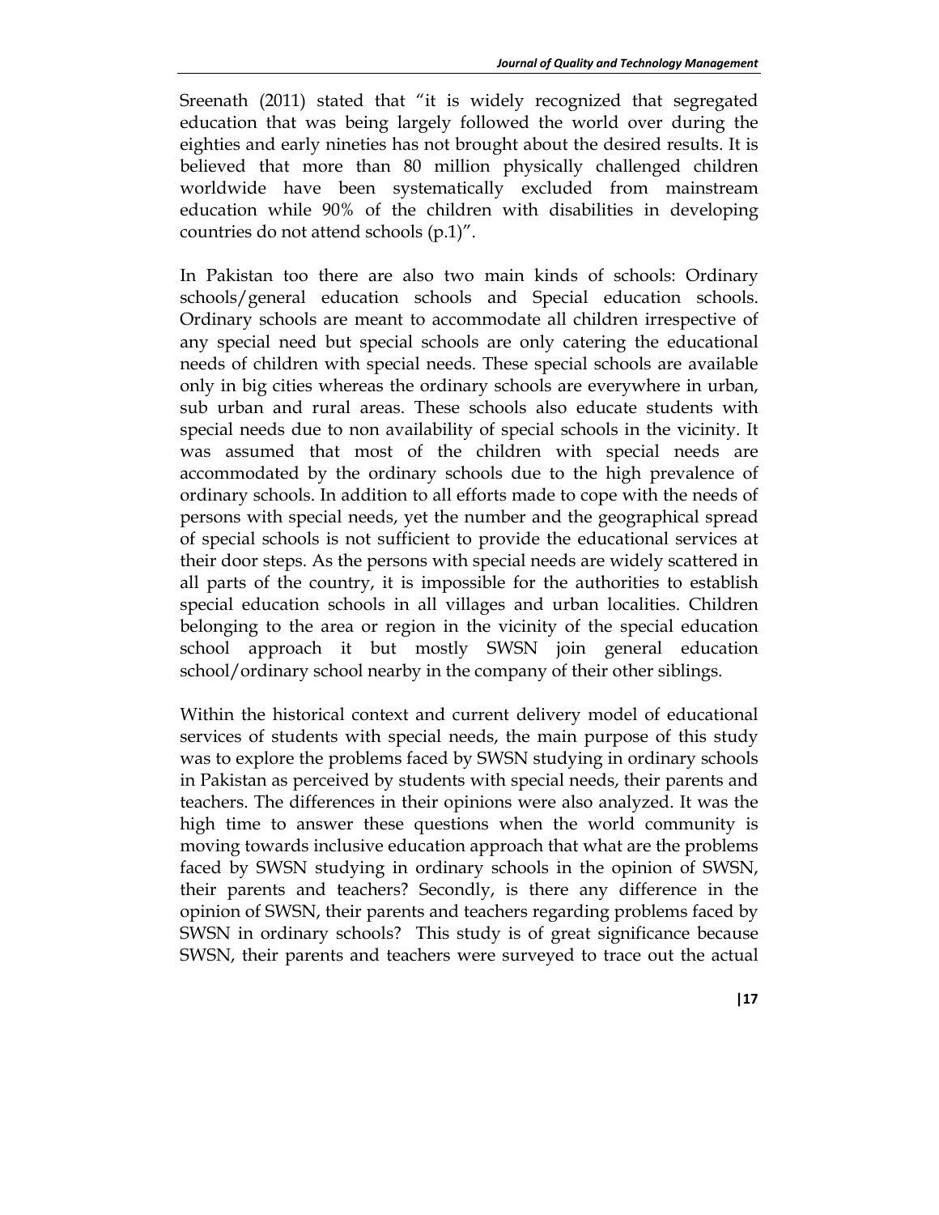Sreenath (2011) stated that "it is widely recognized that segregated education that was being largely followed the world over during the eighties and early nineties has not brought about the desired results. It is believed that more than 80 million physically challenged children worldwide have been systematically excluded from mainstream education while 90% of the children with disabilities in developing countries do not attend schools (p.1)".

In Pakistan too there are also two main kinds of schools: Ordinary schools/general education schools and Special education schools. Ordinary schools are meant to accommodate all children irrespective of any special need but special schools are only catering the educational needs of children with special needs. These special schools are available only in big cities whereas the ordinary schools are everywhere in urban, sub urban and rural areas. These schools also educate students with special needs due to non availability of special schools in the vicinity. It was assumed that most of the children with special needs are accommodated by the ordinary schools due to the high prevalence of ordinary schools. In addition to all efforts made to cope with the needs of persons with special needs, yet the number and the geographical spread of special schools is not sufficient to provide the educational services at their door steps. As the persons with special needs are widely scattered in all parts of the country, it is impossible for the authorities to establish special education schools in all villages and urban localities. Children belonging to the area or region in the vicinity of the special education school approach it but mostly SWSN join general education school/ordinary school nearby in the company of their other siblings.

Within the historical context and current delivery model of educational services of students with special needs, the main purpose of this study was to explore the problems faced by SWSN studying in ordinary schools in Pakistan as perceived by students with special needs, their parents and teachers. The differences in their opinions were also analyzed. It was the high time to answer these questions when the world community is moving towards inclusive education approach that what are the problems faced by SWSN studying in ordinary schools in the opinion of SWSN, their parents and teachers? Secondly, is there any difference in the opinion of SWSN, their parents and teachers regarding problems faced by SWSN in ordinary schools? This study is of great significance because SWSN, their parents and teachers were surveyed to trace out the actual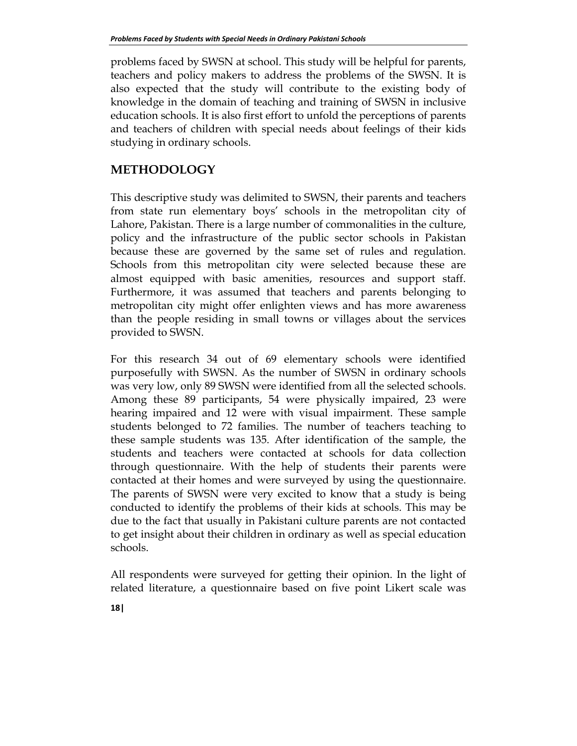problems faced by SWSN at school. This study will be helpful for parents, teachers and policy makers to address the problems of the SWSN. It is also expected that the study will contribute to the existing body of knowledge in the domain of teaching and training of SWSN in inclusive education schools. It is also first effort to unfold the perceptions of parents and teachers of children with special needs about feelings of their kids studying in ordinary schools.

## METHODOLOGY

This descriptive study was delimited to SWSN, their parents and teachers from state run elementary boys' schools in the metropolitan city of Lahore, Pakistan. There is a large number of commonalities in the culture, policy and the infrastructure of the public sector schools in Pakistan because these are governed by the same set of rules and regulation. Schools from this metropolitan city were selected because these are almost equipped with basic amenities, resources and support staff. Furthermore, it was assumed that teachers and parents belonging to metropolitan city might offer enlighten views and has more awareness than the people residing in small towns or villages about the services provided to SWSN.

For this research 34 out of 69 elementary schools were identified purposefully with SWSN. As the number of SWSN in ordinary schools was very low, only 89 SWSN were identified from all the selected schools. Among these 89 participants, 54 were physically impaired, 23 were hearing impaired and 12 were with visual impairment. These sample students belonged to 72 families. The number of teachers teaching to these sample students was 135. After identification of the sample, the students and teachers were contacted at schools for data collection through questionnaire. With the help of students their parents were contacted at their homes and were surveyed by using the questionnaire. The parents of SWSN were very excited to know that a study is being conducted to identify the problems of their kids at schools. This may be due to the fact that usually in Pakistani culture parents are not contacted to get insight about their children in ordinary as well as special education schools.

All respondents were surveyed for getting their opinion. In the light of related literature, a questionnaire based on five point Likert scale was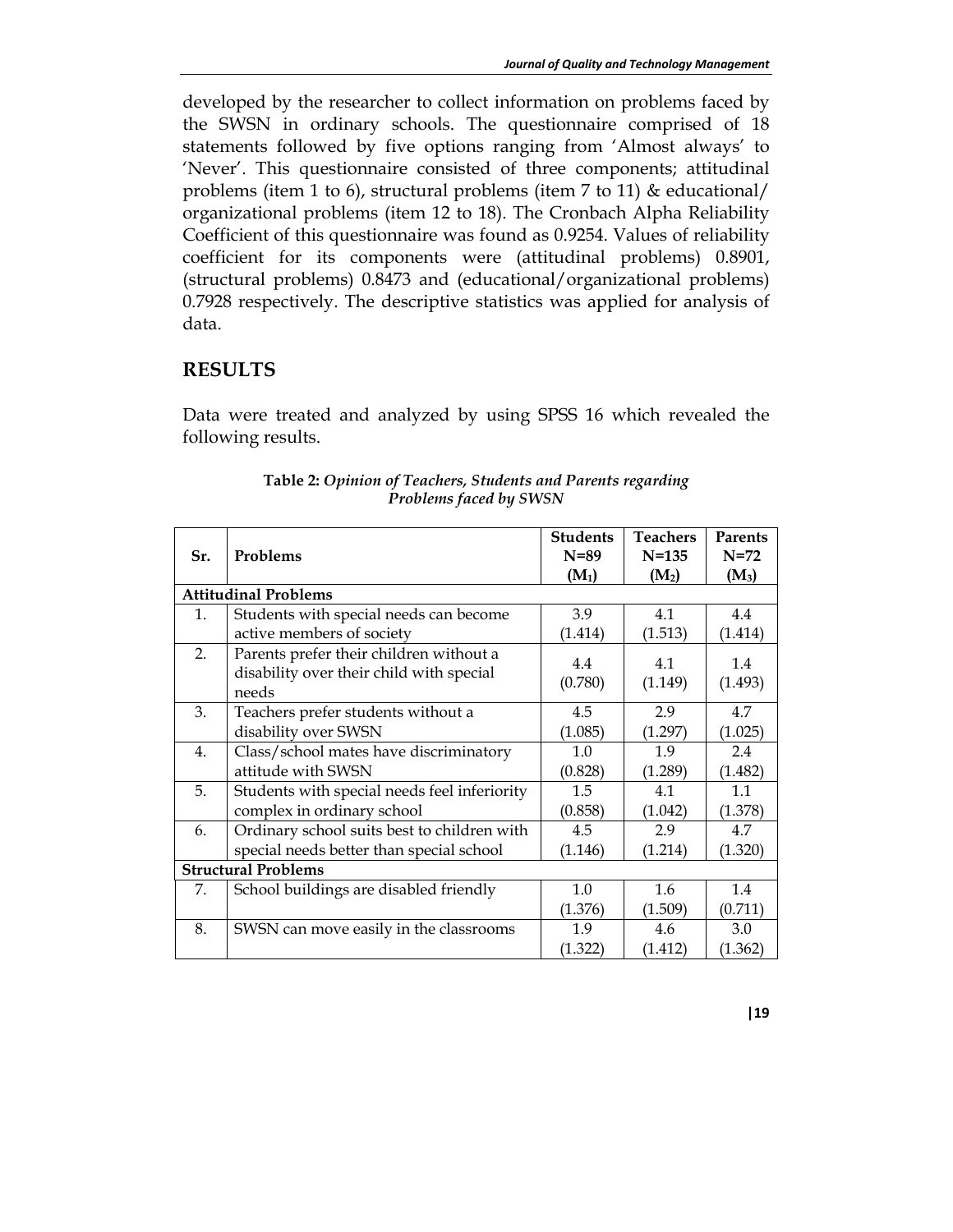developed by the researcher to collect information on problems faced by the SWSN in ordinary schools. The questionnaire comprised of 18 statements followed by five options ranging from 'Almost always' to 'Never'. This questionnaire consisted of three components; attitudinal problems (item 1 to 6), structural problems (item 7 to 11) & educational/organizational problems (item 12 to 18). The Cronbach Alpha Reliability Coefficient of this questionnaire was found as 0.9254. Values of reliability coefficient for its components were (attitudinal problems) 0.8901, (structural problems) 0.8473 and (educational/organizational problems) 0.7928 respectively. The descriptive statistics was applied for analysis of data.

## RESULTS

Data were treated and analyzed by using SPSS 16 which revealed the following results.

**Table 2:** *Opinion of Teachers, Students and Parents regarding Problems faced by SWSN*

| Sr. | Problems | Students N=89 ($M_1$) | Teachers N=135 ($M_2$) | Parents N=72 ($M_3$) |
|---|---|---|---|---|
| **Attitudinal Problems** | | | | |
| 1. | Students with special needs can become active members of society | 3.9 (1.414) | 4.1 (1.513) | 4.4 (1.414) |
| 2. | Parents prefer their children without a disability over their child with special needs | 4.4 (0.780) | 4.1 (1.149) | 1.4 (1.493) |
| 3. | Teachers prefer students without a disability over SWSN | 4.5 (1.085) | 2.9 (1.297) | 4.7 (1.025) |
| 4. | Class/school mates have discriminatory attitude with SWSN | 1.0 (0.828) | 1.9 (1.289) | 2.4 (1.482) |
| 5. | Students with special needs feel inferiority complex in ordinary school | 1.5 (0.858) | 4.1 (1.042) | 1.1 (1.378) |
| 6. | Ordinary school suits best to children with special needs better than special school | 4.5 (1.146) | 2.9 (1.214) | 4.7 (1.320) |
| **Structural Problems** | | | | |
| 7. | School buildings are disabled friendly | 1.0 (1.376) | 1.6 (1.509) | 1.4 (0.711) |
| 8. | SWSN can move easily in the classrooms | 1.9 (1.322) | 4.6 (1.412) | 3.0 (1.362) |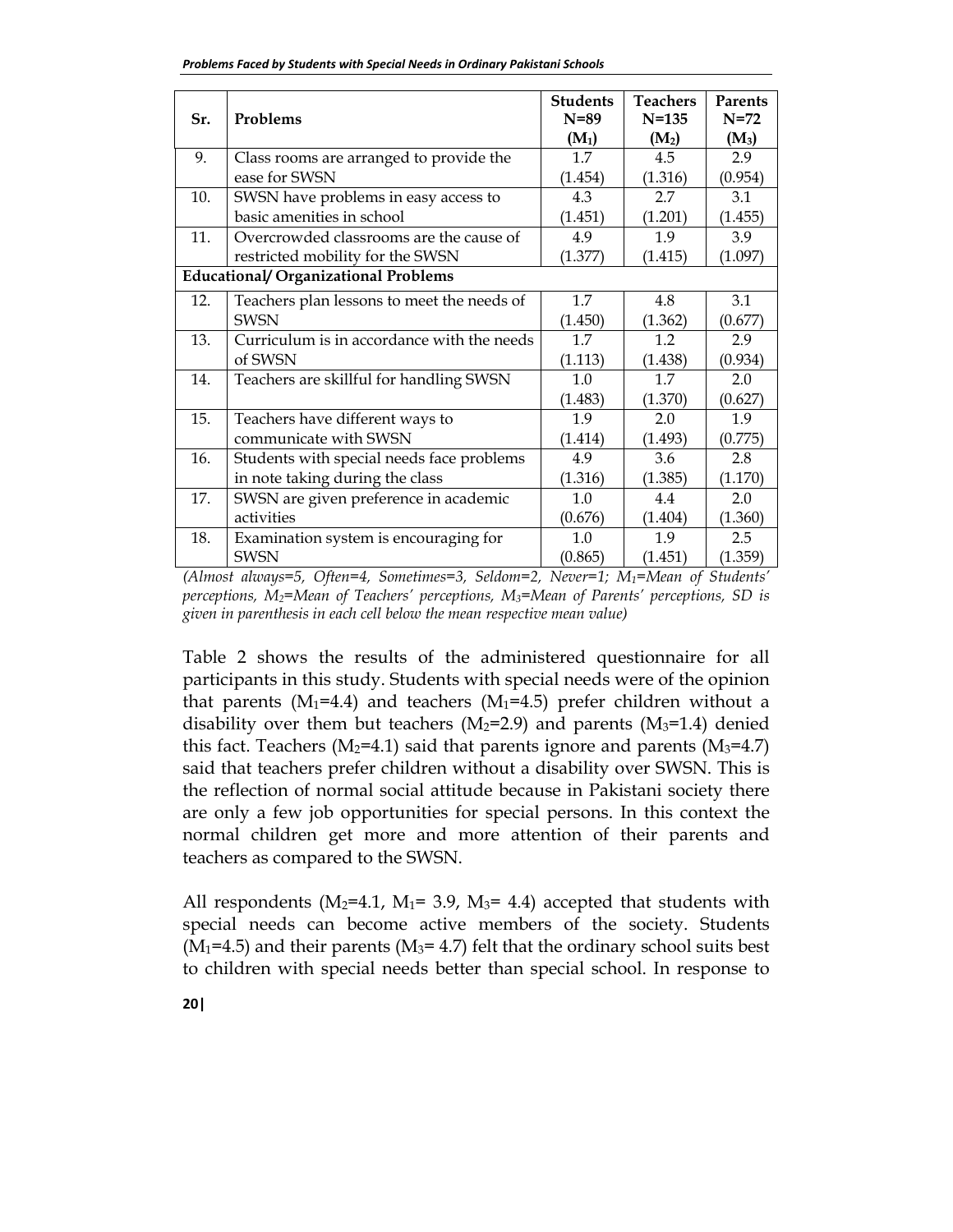| Sr. | Problems | Students N=89 ($M_1$) | Teachers N=135 ($M_2$) | Parents N=72 ($M_3$) |
|---|---|---|---|---|
| 9. | Class rooms are arranged to provide the ease for SWSN | 1.7 (1.454) | 4.5 (1.316) | 2.9 (0.954) |
| 10. | SWSN have problems in easy access to basic amenities in school | 4.3 (1.451) | 2.7 (1.201) | 3.1 (1.455) |
| 11. | Overcrowded classrooms are the cause of restricted mobility for the SWSN | 4.9 (1.377) | 1.9 (1.415) | 3.9 (1.097) |
| **Educational/ Organizational Problems** | | | | |
| 12. | Teachers plan lessons to meet the needs of SWSN | 1.7 (1.450) | 4.8 (1.362) | 3.1 (0.677) |
| 13. | Curriculum is in accordance with the needs of SWSN | 1.7 (1.113) | 1.2 (1.438) | 2.9 (0.934) |
| 14. | Teachers are skillful for handling SWSN | 1.0 (1.483) | 1.7 (1.370) | 2.0 (0.627) |
| 15. | Teachers have different ways to communicate with SWSN | 1.9 (1.414) | 2.0 (1.493) | 1.9 (0.775) |
| 16. | Students with special needs face problems in note taking during the class | 4.9 (1.316) | 3.6 (1.385) | 2.8 (1.170) |
| 17. | SWSN are given preference in academic activities | 1.0 (0.676) | 4.4 (1.404) | 2.0 (1.360) |
| 18. | Examination system is encouraging for SWSN | 1.0 (0.865) | 1.9 (1.451) | 2.5 (1.359) |

*(Almost always=5, Often=4, Sometimes=3, Seldom=2, Never=1; $M_1$=Mean of Students' perceptions, $M_2$=Mean of Teachers' perceptions, $M_3$=Mean of Parents' perceptions, SD is given in parenthesis in each cell below the mean respective mean value)*

Table 2 shows the results of the administered questionnaire for all participants in this study. Students with special needs were of the opinion that parents ($M_1$=4.4) and teachers ($M_1$=4.5) prefer children without a disability over them but teachers ($M_2$=2.9) and parents ($M_3$=1.4) denied this fact. Teachers ($M_2$=4.1) said that parents ignore and parents ($M_3$=4.7) said that teachers prefer children without a disability over SWSN. This is the reflection of normal social attitude because in Pakistani society there are only a few job opportunities for special persons. In this context the normal children get more and more attention of their parents and teachers as compared to the SWSN.

All respondents ($M_2$=4.1, $M_1$= 3.9, $M_3$= 4.4) accepted that students with special needs can become active members of the society. Students ($M_1$=4.5) and their parents ($M_3$= 4.7) felt that the ordinary school suits best to children with special needs better than special school. In response to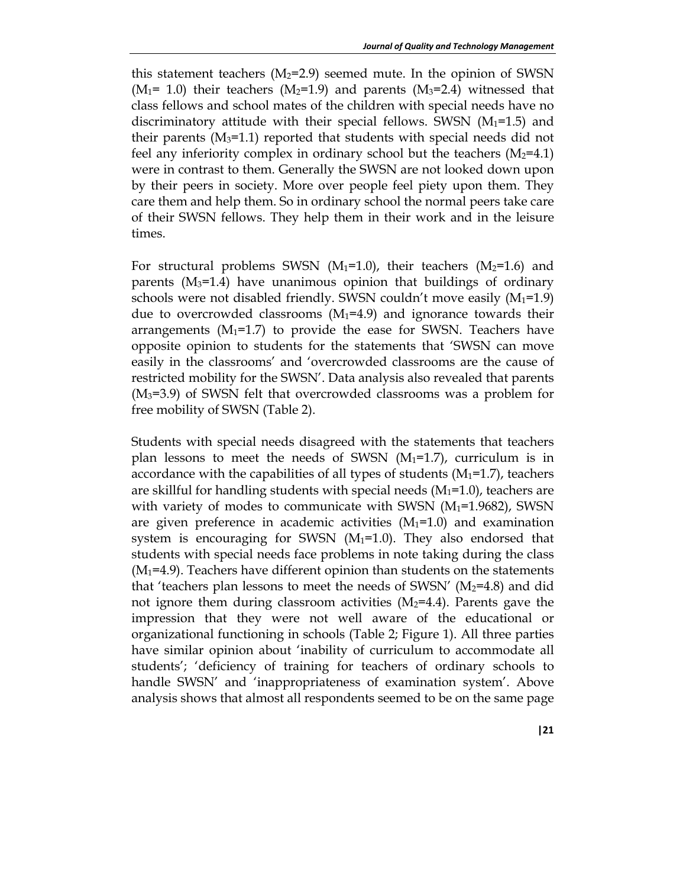this statement teachers ($M_2$=2.9) seemed mute. In the opinion of SWSN ($M_1$= 1.0) their teachers ($M_2$=1.9) and parents ($M_3$=2.4) witnessed that class fellows and school mates of the children with special needs have no discriminatory attitude with their special fellows. SWSN ($M_1$=1.5) and their parents ($M_3$=1.1) reported that students with special needs did not feel any inferiority complex in ordinary school but the teachers ($M_2$=4.1) were in contrast to them. Generally the SWSN are not looked down upon by their peers in society. More over people feel piety upon them. They care them and help them. So in ordinary school the normal peers take care of their SWSN fellows. They help them in their work and in the leisure times.

For structural problems SWSN ($M_1$=1.0), their teachers ($M_2$=1.6) and parents ($M_3$=1.4) have unanimous opinion that buildings of ordinary schools were not disabled friendly. SWSN couldn't move easily ($M_1$=1.9) due to overcrowded classrooms ($M_1$=4.9) and ignorance towards their arrangements ($M_1$=1.7) to provide the ease for SWSN. Teachers have opposite opinion to students for the statements that 'SWSN can move easily in the classrooms' and 'overcrowded classrooms are the cause of restricted mobility for the SWSN'. Data analysis also revealed that parents ($M_3$=3.9) of SWSN felt that overcrowded classrooms was a problem for free mobility of SWSN (Table 2).

Students with special needs disagreed with the statements that teachers plan lessons to meet the needs of SWSN ($M_1$=1.7), curriculum is in accordance with the capabilities of all types of students ($M_1$=1.7), teachers are skillful for handling students with special needs ($M_1$=1.0), teachers are with variety of modes to communicate with SWSN ($M_1$=1.9682), SWSN are given preference in academic activities ($M_1$=1.0) and examination system is encouraging for SWSN ($M_1$=1.0). They also endorsed that students with special needs face problems in note taking during the class ($M_1$=4.9). Teachers have different opinion than students on the statements that 'teachers plan lessons to meet the needs of SWSN' ($M_2$=4.8) and did not ignore them during classroom activities ($M_2$=4.4). Parents gave the impression that they were not well aware of the educational or organizational functioning in schools (Table 2; Figure 1). All three parties have similar opinion about 'inability of curriculum to accommodate all students'; 'deficiency of training for teachers of ordinary schools to handle SWSN' and 'inappropriateness of examination system'. Above analysis shows that almost all respondents seemed to be on the same page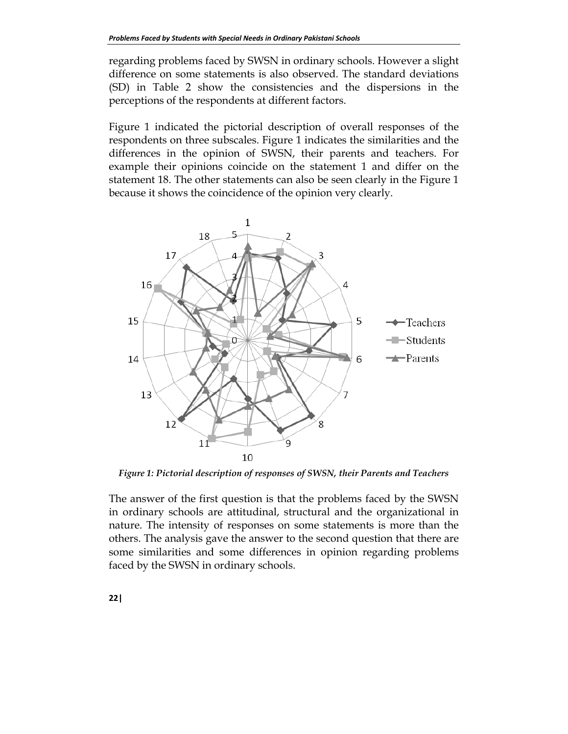regarding problems faced by SWSN in ordinary schools. However a slight difference on some statements is also observed. The standard deviations (SD) in Table 2 show the consistencies and the dispersions in the perceptions of the respondents at different factors.

Figure 1 indicated the pictorial description of overall responses of the respondents on three subscales. Figure 1 indicates the similarities and the differences in the opinion of SWSN, their parents and teachers. For example their opinions coincide on the statement 1 and differ on the statement 18. The other statements can also be seen clearly in the Figure 1 because it shows the coincidence of the opinion very clearly.

*Figure 1: Pictorial description of responses of SWSN, their Parents and Teachers*

The answer of the first question is that the problems faced by the SWSN in ordinary schools are attitudinal, structural and the organizational in nature. The intensity of responses on some statements is more than the others. The analysis gave the answer to the second question that there are some similarities and some differences in opinion regarding problems faced by the SWSN in ordinary schools.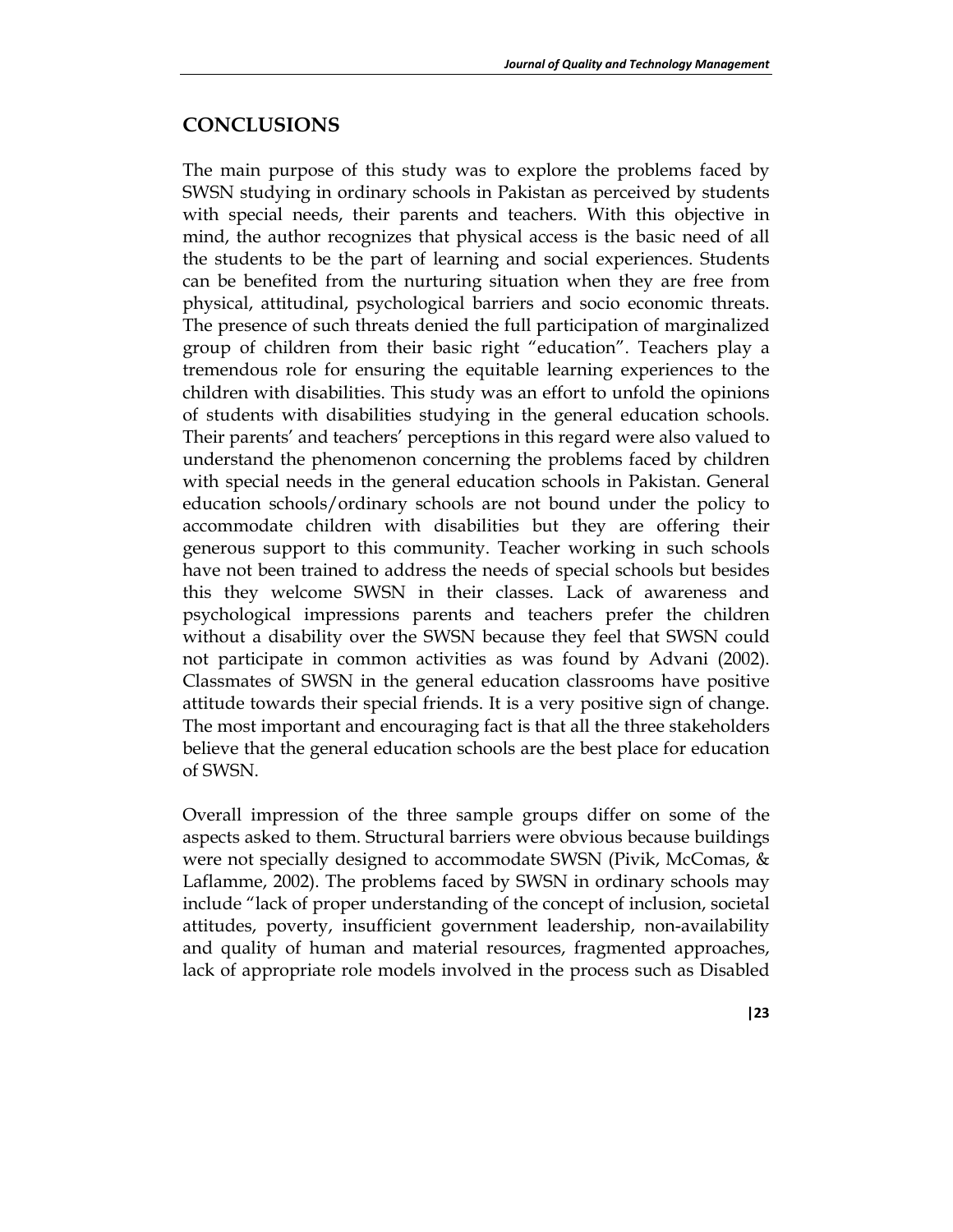## CONCLUSIONS

The main purpose of this study was to explore the problems faced by SWSN studying in ordinary schools in Pakistan as perceived by students with special needs, their parents and teachers. With this objective in mind, the author recognizes that physical access is the basic need of all the students to be the part of learning and social experiences. Students can be benefited from the nurturing situation when they are free from physical, attitudinal, psychological barriers and socio economic threats. The presence of such threats denied the full participation of marginalized group of children from their basic right "education". Teachers play a tremendous role for ensuring the equitable learning experiences to the children with disabilities. This study was an effort to unfold the opinions of students with disabilities studying in the general education schools. Their parents' and teachers' perceptions in this regard were also valued to understand the phenomenon concerning the problems faced by children with special needs in the general education schools in Pakistan. General education schools/ordinary schools are not bound under the policy to accommodate children with disabilities but they are offering their generous support to this community. Teacher working in such schools have not been trained to address the needs of special schools but besides this they welcome SWSN in their classes. Lack of awareness and psychological impressions parents and teachers prefer the children without a disability over the SWSN because they feel that SWSN could not participate in common activities as was found by Advani (2002). Classmates of SWSN in the general education classrooms have positive attitude towards their special friends. It is a very positive sign of change. The most important and encouraging fact is that all the three stakeholders believe that the general education schools are the best place for education of SWSN.

Overall impression of the three sample groups differ on some of the aspects asked to them. Structural barriers were obvious because buildings were not specially designed to accommodate SWSN (Pivik, McComas, & Laflamme, 2002). The problems faced by SWSN in ordinary schools may include "lack of proper understanding of the concept of inclusion, societal attitudes, poverty, insufficient government leadership, non-availability and quality of human and material resources, fragmented approaches, lack of appropriate role models involved in the process such as Disabled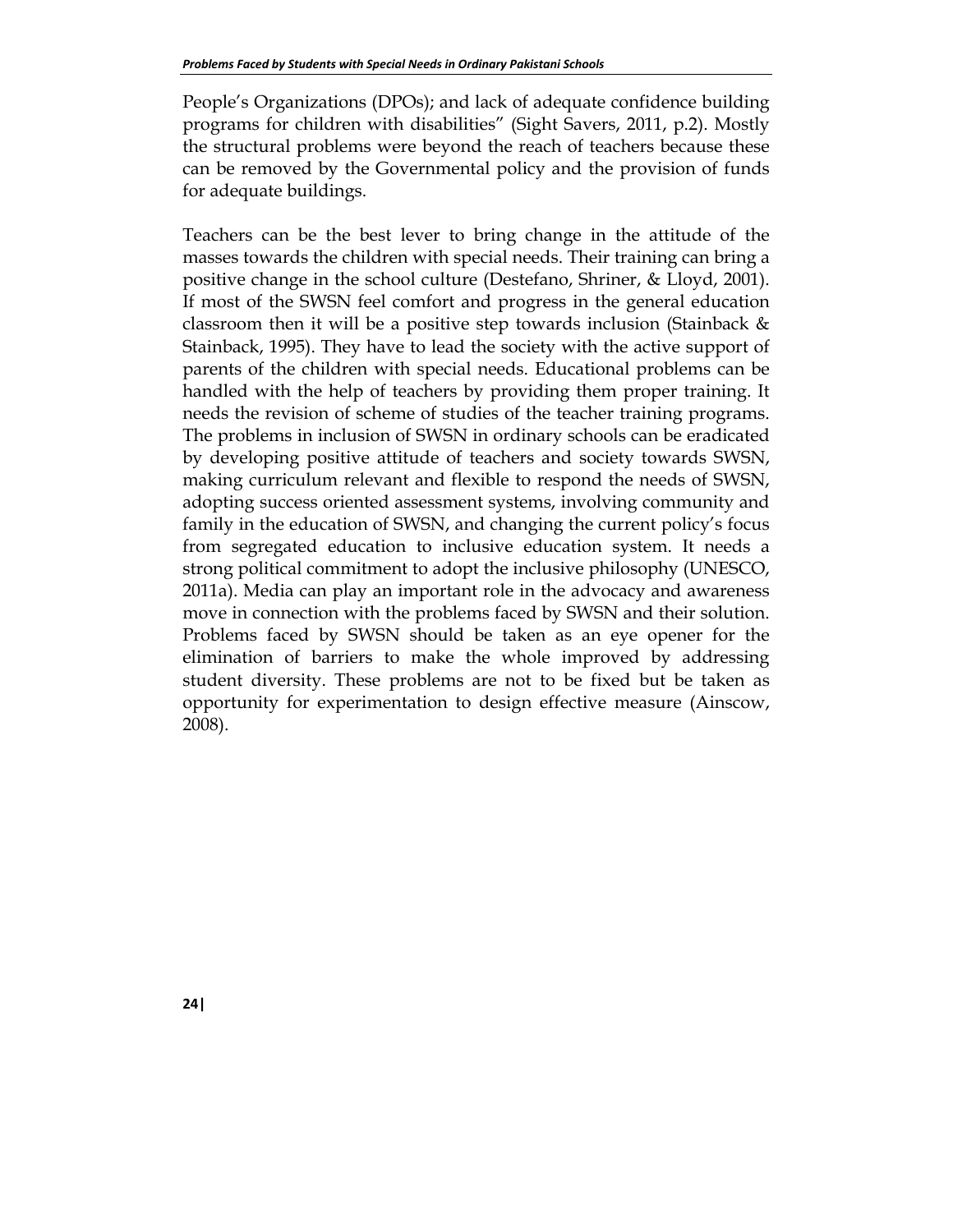People's Organizations (DPOs); and lack of adequate confidence building programs for children with disabilities" (Sight Savers, 2011, p.2). Mostly the structural problems were beyond the reach of teachers because these can be removed by the Governmental policy and the provision of funds for adequate buildings.

Teachers can be the best lever to bring change in the attitude of the masses towards the children with special needs. Their training can bring a positive change in the school culture (Destefano, Shriner, & Lloyd, 2001). If most of the SWSN feel comfort and progress in the general education classroom then it will be a positive step towards inclusion (Stainback & Stainback, 1995). They have to lead the society with the active support of parents of the children with special needs. Educational problems can be handled with the help of teachers by providing them proper training. It needs the revision of scheme of studies of the teacher training programs. The problems in inclusion of SWSN in ordinary schools can be eradicated by developing positive attitude of teachers and society towards SWSN, making curriculum relevant and flexible to respond the needs of SWSN, adopting success oriented assessment systems, involving community and family in the education of SWSN, and changing the current policy's focus from segregated education to inclusive education system. It needs a strong political commitment to adopt the inclusive philosophy (UNESCO, 2011a). Media can play an important role in the advocacy and awareness move in connection with the problems faced by SWSN and their solution. Problems faced by SWSN should be taken as an eye opener for the elimination of barriers to make the whole improved by addressing student diversity. These problems are not to be fixed but be taken as opportunity for experimentation to design effective measure (Ainscow, 2008).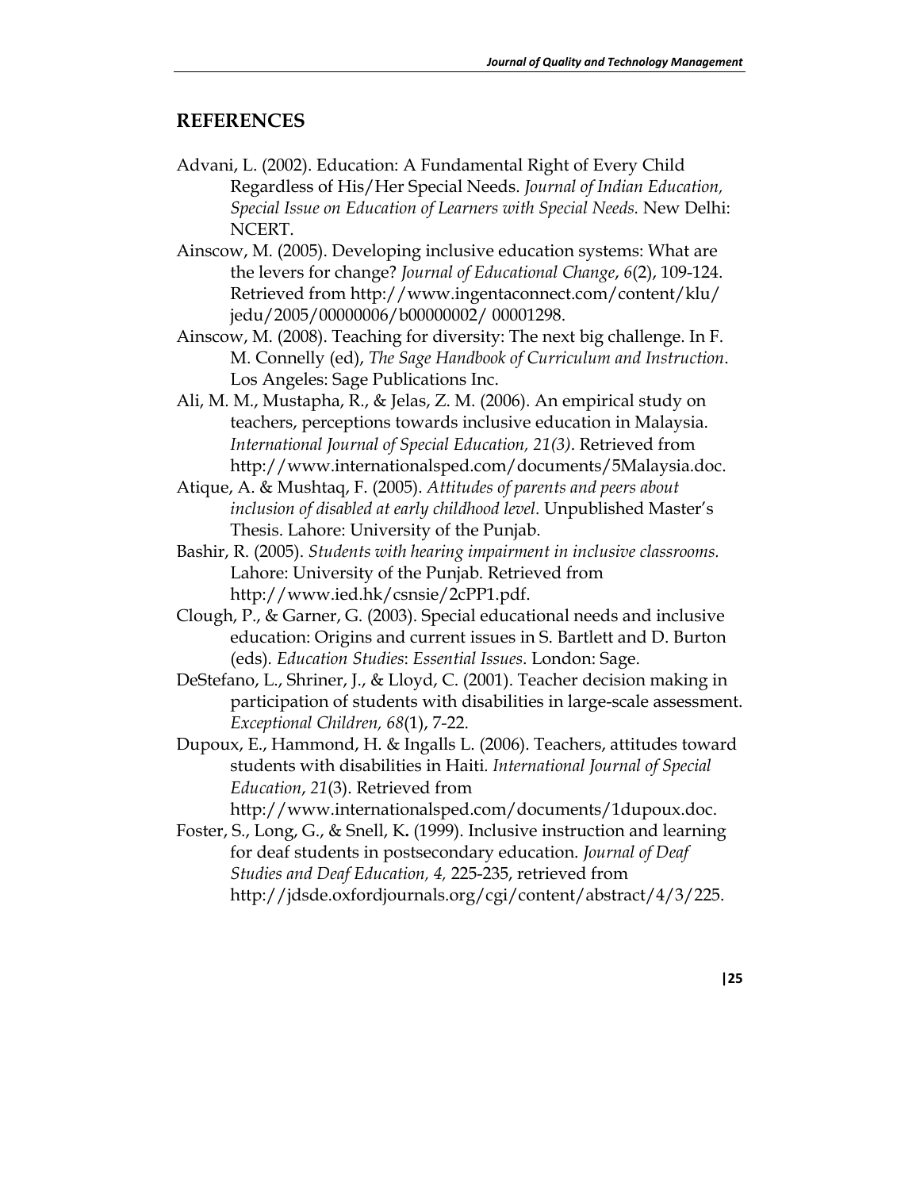## REFERENCES

Advani, L. (2002). Education: A Fundamental Right of Every Child Regardless of His/Her Special Needs. *Journal of Indian Education, Special Issue on Education of Learners with Special Needs*. New Delhi: NCERT.

Ainscow, M. (2005). Developing inclusive education systems: What are the levers for change? *Journal of Educational Change*, *6*(2), 109-124. Retrieved from http://www.ingentaconnect.com/content/klu/ jedu/2005/00000006/b00000002/ 00001298.

Ainscow, M. (2008). Teaching for diversity: The next big challenge. In F. M. Connelly (ed), *The Sage Handbook of Curriculum and Instruction*. Los Angeles: Sage Publications Inc.

Ali, M. M., Mustapha, R., & Jelas, Z. M. (2006). An empirical study on teachers, perceptions towards inclusive education in Malaysia. *International Journal of Special Education, 21(3)*. Retrieved from http://www.internationalsped.com/documents/5Malaysia.doc.

Atique, A. & Mushtaq, F. (2005). *Attitudes of parents and peers about inclusion of disabled at early childhood level*. Unpublished Master's Thesis. Lahore: University of the Punjab.

Bashir, R. (2005). *Students with hearing impairment in inclusive classrooms.* Lahore: University of the Punjab. Retrieved from http://www.ied.hk/csnsie/2cPP1.pdf.

Clough, P., & Garner, G. (2003). Special educational needs and inclusive education: Origins and current issues in S. Bartlett and D. Burton (eds). *Education Studies*: *Essential Issues*. London: Sage.

DeStefano, L., Shriner, J., & Lloyd, C. (2001). Teacher decision making in participation of students with disabilities in large-scale assessment. *Exceptional Children, 68*(1), 7-22.

Dupoux, E., Hammond, H. & Ingalls L. (2006). Teachers, attitudes toward students with disabilities in Haiti. *International Journal of Special Education*, *21*(3). Retrieved from http://www.internationalsped.com/documents/1dupoux.doc.

Foster, S., Long, G., & Snell, K**.** (1999). Inclusive instruction and learning for deaf students in postsecondary education. *Journal of Deaf Studies and Deaf Education, 4,* 225-235, retrieved from http://jdsde.oxfordjournals.org/cgi/content/abstract/4/3/225.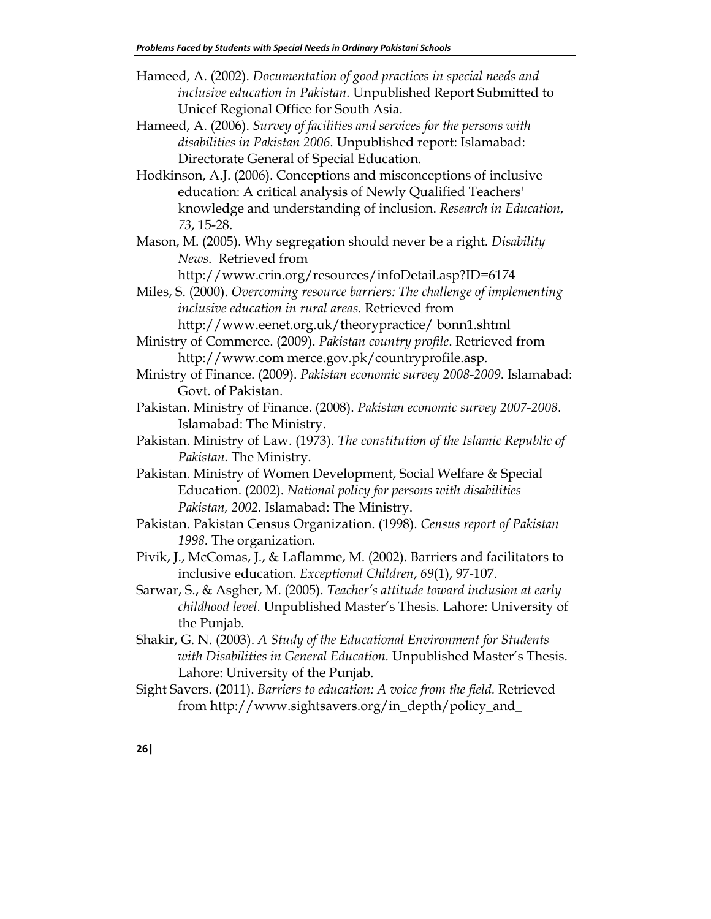Hameed, A. (2002). *Documentation of good practices in special needs and inclusive education in Pakistan.* Unpublished Report Submitted to Unicef Regional Office for South Asia.

Hameed, A. (2006). *Survey of facilities and services for the persons with disabilities in Pakistan 2006*. Unpublished report: Islamabad: Directorate General of Special Education.

Hodkinson, A.J. (2006). Conceptions and misconceptions of inclusive education: A critical analysis of Newly Qualified Teachers' knowledge and understanding of inclusion. *Research in Education*, *73*, 15-28.

Mason, M. (2005). Why segregation should never be a right. *Disability News*. Retrieved from http://www.crin.org/resources/infoDetail.asp?ID=6174

Miles, S. (2000). *Overcoming resource barriers: The challenge of implementing inclusive education in rural areas.* Retrieved from http://www.eenet.org.uk/theorypractice/ bonn1.shtml

Ministry of Commerce. (2009). *Pakistan country profile*. Retrieved from http://www.com merce.gov.pk/countryprofile.asp.

Ministry of Finance. (2009). *Pakistan economic survey 2008-2009*. Islamabad: Govt. of Pakistan.

Pakistan. Ministry of Finance. (2008). *Pakistan economic survey 2007-2008*. Islamabad: The Ministry.

Pakistan. Ministry of Law. (1973). *The constitution of the Islamic Republic of Pakistan.* The Ministry.

Pakistan. Ministry of Women Development, Social Welfare & Special Education. (2002). *National policy for persons with disabilities Pakistan, 2002*. Islamabad: The Ministry.

Pakistan. Pakistan Census Organization. (1998). *Census report of Pakistan 1998.* The organization.

Pivik, J., McComas, J., & Laflamme, M. (2002). Barriers and facilitators to inclusive education. *Exceptional Children*, *69*(1), 97-107.

Sarwar, S., & Asgher, M. (2005). *Teacher's attitude toward inclusion at early childhood level.* Unpublished Master's Thesis. Lahore: University of the Punjab.

Shakir, G. N. (2003). *A Study of the Educational Environment for Students with Disabilities in General Education.* Unpublished Master's Thesis. Lahore: University of the Punjab.

Sight Savers. (2011). *Barriers to education: A voice from the field.* Retrieved from http://www.sightsavers.org/in_depth/policy_and_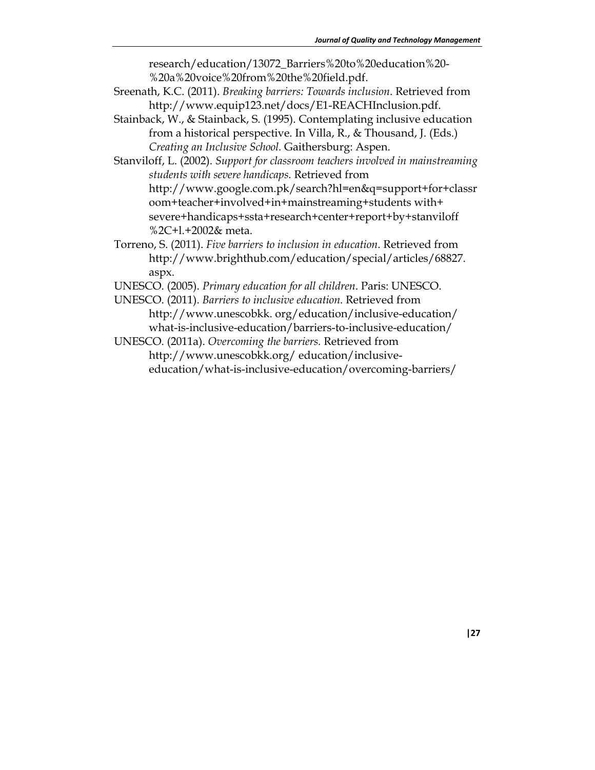research/education/13072_Barriers%20to%20education%20-%20a%20voice%20from%20the%20field.pdf.

Sreenath, K.C. (2011). *Breaking barriers: Towards inclusion*. Retrieved from http://www.equip123.net/docs/E1-REACHInclusion.pdf.

Stainback, W., & Stainback, S. (1995). Contemplating inclusive education from a historical perspective. In Villa, R., & Thousand, J. (Eds.) *Creating an Inclusive School.* Gaithersburg: Aspen.

Stanviloff, L. (2002). *Support for classroom teachers involved in mainstreaming students with severe handicaps.* Retrieved from http://www.google.com.pk/search?hl=en&q=support+for+classroom+teacher+involved+in+mainstreaming+students with+severe+handicaps+ssta+research+center+report+by+stanviloff%2C+l.+2002& meta.

Torreno, S. (2011). *Five barriers to inclusion in education.* Retrieved from http://www.brighthub.com/education/special/articles/68827.aspx.

UNESCO. (2005). *Primary education for all children*. Paris: UNESCO.

UNESCO. (2011). *Barriers to inclusive education.* Retrieved from http://www.unescobkk. org/education/inclusive-education/what-is-inclusive-education/barriers-to-inclusive-education/

UNESCO. (2011a). *Overcoming the barriers.* Retrieved from http://www.unescobkk.org/ education/inclusive-education/what-is-inclusive-education/overcoming-barriers/